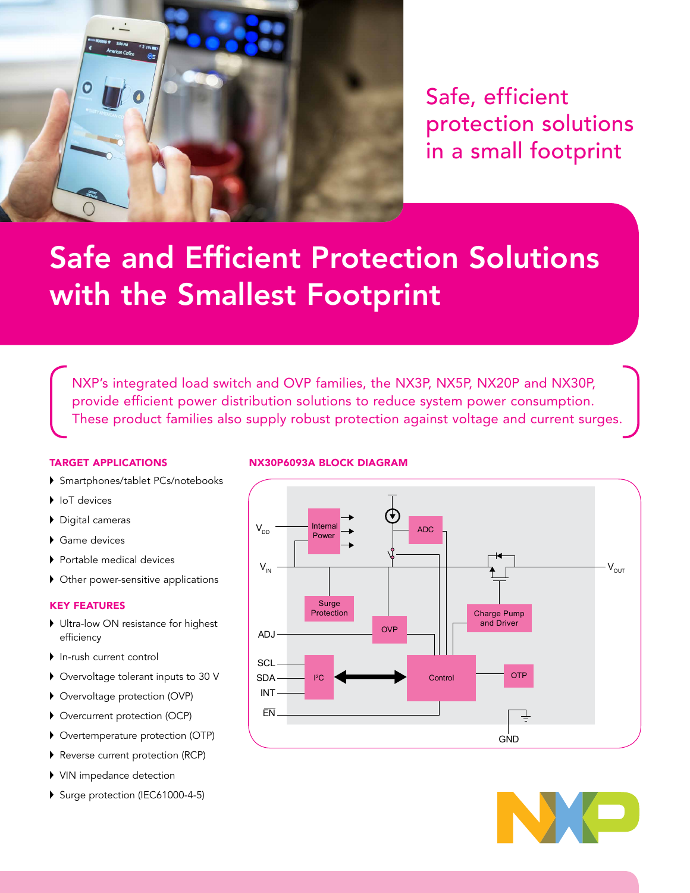Safe, efficient protection solutions in a small footprint

# Safe and Efficient Protection Solutions with the Smallest Footprint

NXP's integrated load switch and OVP families, the NX3P, NX5P, NX20P and NX30P, provide efficient power distribution solutions to reduce system power consumption. These product families also supply robust protection against voltage and current surges.

## TARGET APPLICATIONS

- Smartphones/tablet PCs/notebooks
- IoT devices
- Digital cameras
- Game devices
- Portable medical devices
- Other power-sensitive applications

## KEY FEATURES

- Ultra-low ON resistance for highest efficiency
- In-rush current control
- Overvoltage tolerant inputs to 30 V
- Overvoltage protection (OVP)
- Overcurrent protection (OCP)
- Overtemperature protection (OTP)
- Reverse current protection (RCP)
- VIN impedance detection
- Surge protection (IEC61000-4-5)

## NX30P6093A BLOCK DIAGRAM

$V_{DD}$, $V_{IN}$, $V_{OUT}$, ADJ, SCL, SDA, INT, $\overline{EN}$, GND

Internal Power, ADC, Surge Protection, OVP, Charge Pump and Driver, I²C, Control, OTP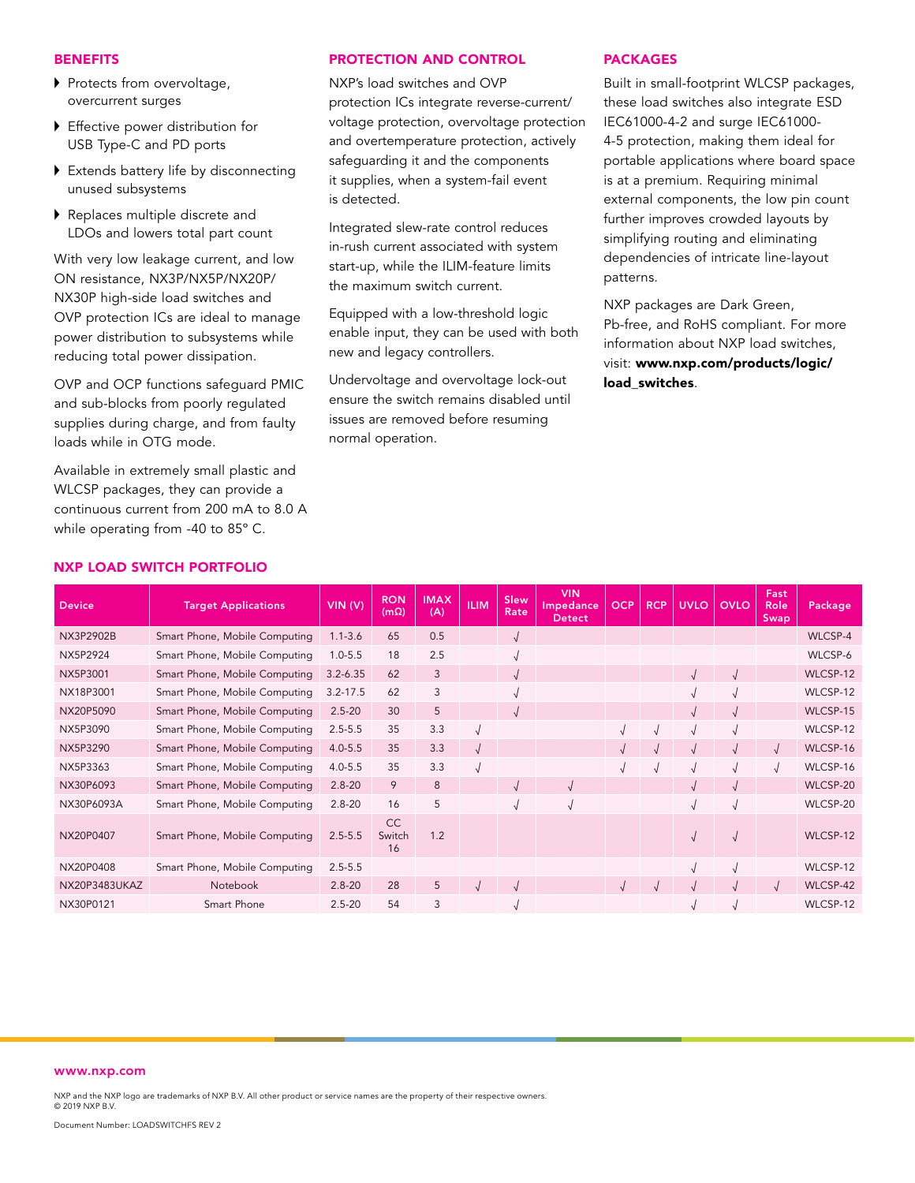## BENEFITS

- Protects from overvoltage, overcurrent surges
- Effective power distribution for USB Type-C and PD ports
- Extends battery life by disconnecting unused subsystems
- Replaces multiple discrete and LDOs and lowers total part count

With very low leakage current, and low ON resistance, NX3P/NX5P/NX20P/NX30P high-side load switches and OVP protection ICs are ideal to manage power distribution to subsystems while reducing total power dissipation.

OVP and OCP functions safeguard PMIC and sub-blocks from poorly regulated supplies during charge, and from faulty loads while in OTG mode.

Available in extremely small plastic and WLCSP packages, they can provide a continuous current from 200 mA to 8.0 A while operating from -40 to 85° C.

## PROTECTION AND CONTROL

NXP's load switches and OVP protection ICs integrate reverse-current/voltage protection, overvoltage protection and overtemperature protection, actively safeguarding it and the components it supplies, when a system-fail event is detected.

Integrated slew-rate control reduces in-rush current associated with system start-up, while the ILIM-feature limits the maximum switch current.

Equipped with a low-threshold logic enable input, they can be used with both new and legacy controllers.

Undervoltage and overvoltage lock-out ensure the switch remains disabled until issues are removed before resuming normal operation.

## PACKAGES

Built in small-footprint WLCSP packages, these load switches also integrate ESD IEC61000-4-2 and surge IEC61000-4-5 protection, making them ideal for portable applications where board space is at a premium. Requiring minimal external components, the low pin count further improves crowded layouts by simplifying routing and eliminating dependencies of intricate line-layout patterns.

NXP packages are Dark Green, Pb-free, and RoHS compliant. For more information about NXP load switches, visit: **www.nxp.com/products/logic/load_switches**.

## NXP LOAD SWITCH PORTFOLIO

| Device | Target Applications | VIN (V) | RON (mΩ) | IMAX (A) | ILIM | Slew Rate | VIN Impedance Detect | OCP | RCP | UVLO | OVLO | Fast Role Swap | Package |
|---|---|---|---|---|---|---|---|---|---|---|---|---|---|
| NX3P2902B | Smart Phone, Mobile Computing | 1.1-3.6 | 65 | 0.5 | | √ | | | | | | | WLCSP-4 |
| NX5P2924 | Smart Phone, Mobile Computing | 1.0-5.5 | 18 | 2.5 | | √ | | | | | | | WLCSP-6 |
| NX5P3001 | Smart Phone, Mobile Computing | 3.2-6.35 | 62 | 3 | | √ | | | | √ | √ | | WLCSP-12 |
| NX18P3001 | Smart Phone, Mobile Computing | 3.2-17.5 | 62 | 3 | | √ | | | | √ | √ | | WLCSP-12 |
| NX20P5090 | Smart Phone, Mobile Computing | 2.5-20 | 30 | 5 | | √ | | | | √ | √ | | WLCSP-15 |
| NX5P3090 | Smart Phone, Mobile Computing | 2.5-5.5 | 35 | 3.3 | √ | | | √ | √ | √ | √ | | WLCSP-12 |
| NX5P3290 | Smart Phone, Mobile Computing | 4.0-5.5 | 35 | 3.3 | √ | | | √ | √ | √ | √ | √ | WLCSP-16 |
| NX5P3363 | Smart Phone, Mobile Computing | 4.0-5.5 | 35 | 3.3 | √ | | | √ | √ | √ | √ | √ | WLCSP-16 |
| NX30P6093 | Smart Phone, Mobile Computing | 2.8-20 | 9 | 8 | | √ | √ | | | √ | √ | | WLCSP-20 |
| NX30P6093A | Smart Phone, Mobile Computing | 2.8-20 | 16 | 5 | | √ | √ | | | √ | √ | | WLCSP-20 |
| NX20P0407 | Smart Phone, Mobile Computing | 2.5-5.5 | CC Switch 16 | 1.2 | | | | | | √ | √ | | WLCSP-12 |
| NX20P0408 | Smart Phone, Mobile Computing | 2.5-5.5 | | | | | | | | √ | √ | | WLCSP-12 |
| NX20P3483UKAZ | Notebook | 2.8-20 | 28 | 5 | √ | √ | | √ | √ | √ | √ | √ | WLCSP-42 |
| NX30P0121 | Smart Phone | 2.5-20 | 54 | 3 | | √ | | | | √ | √ | | WLCSP-12 |

www.nxp.com

NXP and the NXP logo are trademarks of NXP B.V. All other product or service names are the property of their respective owners.
© 2019 NXP B.V.

Document Number: LOADSWITCHFS REV 2